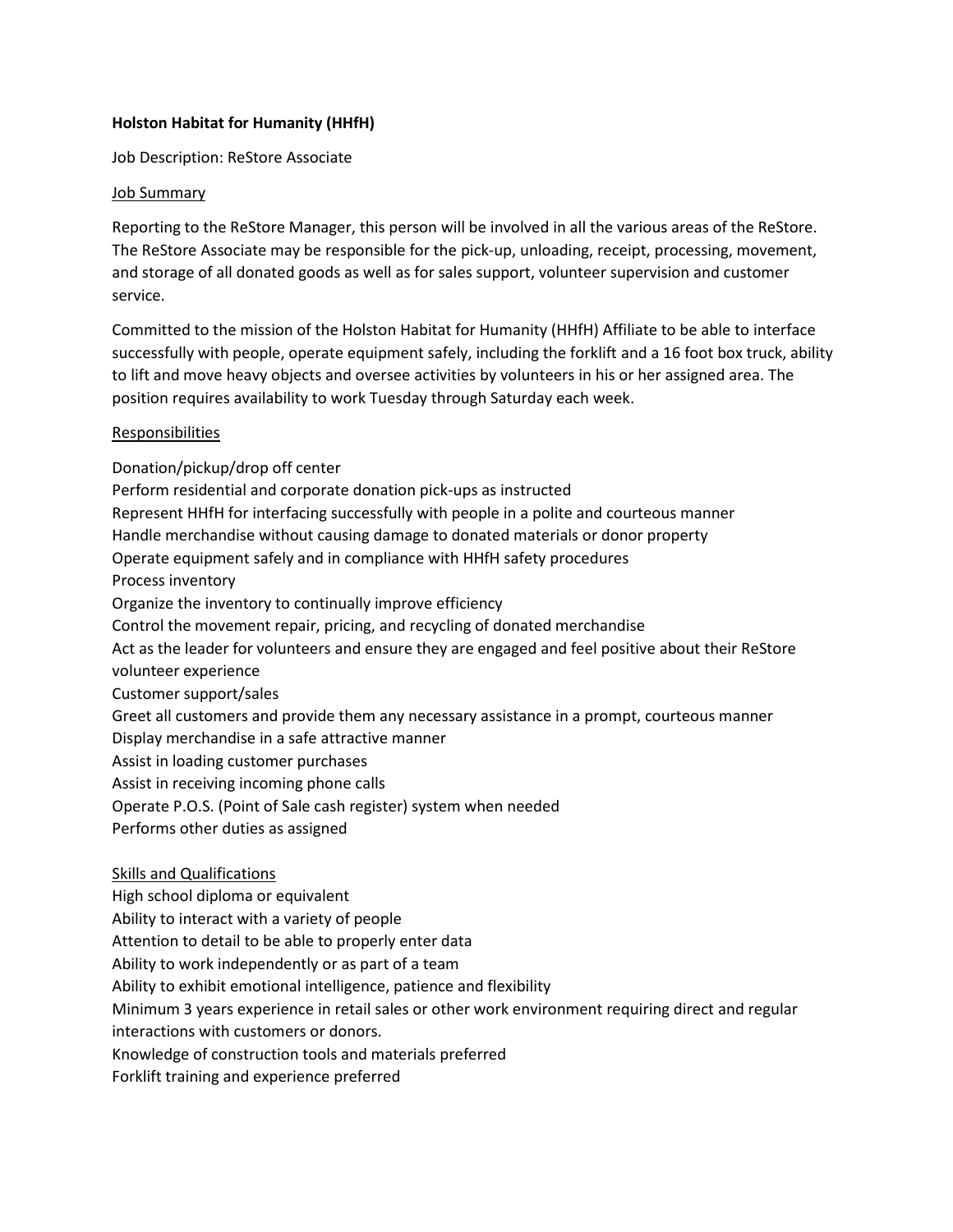**Holston Habitat for Humanity (HHfH)**

Job Description: ReStore Associate

<u>Job Summary</u>

Reporting to the ReStore Manager, this person will be involved in all the various areas of the ReStore. The ReStore Associate may be responsible for the pick-up, unloading, receipt, processing, movement, and storage of all donated goods as well as for sales support, volunteer supervision and customer service.

Committed to the mission of the Holston Habitat for Humanity (HHfH) Affiliate to be able to interface successfully with people, operate equipment safely, including the forklift and a 16 foot box truck, ability to lift and move heavy objects and oversee activities by volunteers in his or her assigned area. The position requires availability to work Tuesday through Saturday each week.

<u>Responsibilities</u>

Donation/pickup/drop off center
Perform residential and corporate donation pick-ups as instructed
Represent HHfH for interfacing successfully with people in a polite and courteous manner
Handle merchandise without causing damage to donated materials or donor property
Operate equipment safely and in compliance with HHfH safety procedures
Process inventory
Organize the inventory to continually improve efficiency
Control the movement repair, pricing, and recycling of donated merchandise
Act as the leader for volunteers and ensure they are engaged and feel positive about their ReStore volunteer experience
Customer support/sales
Greet all customers and provide them any necessary assistance in a prompt, courteous manner
Display merchandise in a safe attractive manner
Assist in loading customer purchases
Assist in receiving incoming phone calls
Operate P.O.S. (Point of Sale cash register) system when needed
Performs other duties as assigned

<u>Skills and Qualifications</u>
High school diploma or equivalent
Ability to interact with a variety of people
Attention to detail to be able to properly enter data
Ability to work independently or as part of a team
Ability to exhibit emotional intelligence, patience and flexibility
Minimum 3 years experience in retail sales or other work environment requiring direct and regular interactions with customers or donors.
Knowledge of construction tools and materials preferred
Forklift training and experience preferred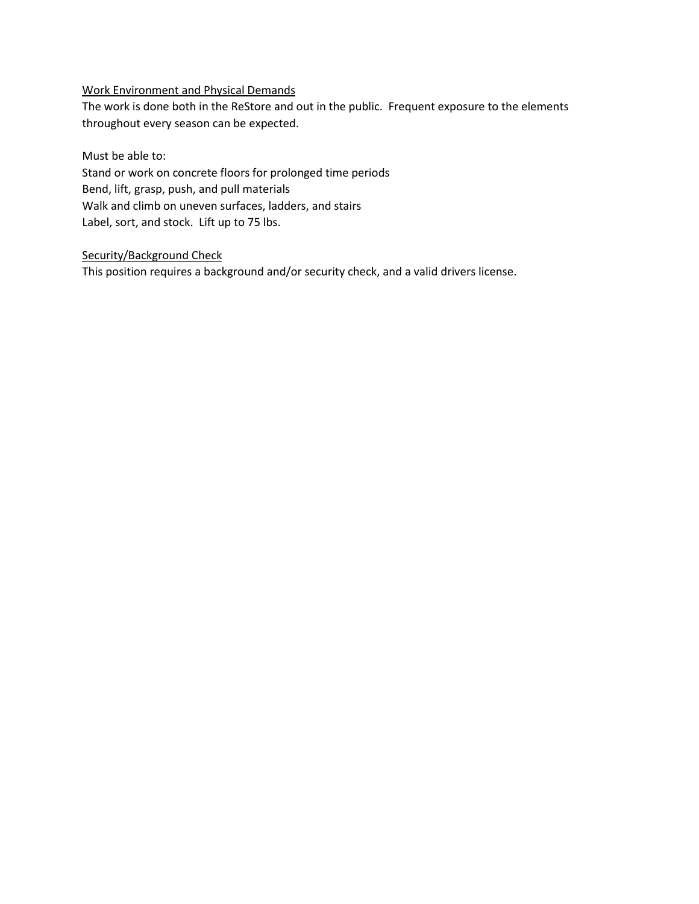## Work Environment and Physical Demands

The work is done both in the ReStore and out in the public. Frequent exposure to the elements throughout every season can be expected.

Must be able to:
Stand or work on concrete floors for prolonged time periods
Bend, lift, grasp, push, and pull materials
Walk and climb on uneven surfaces, ladders, and stairs
Label, sort, and stock. Lift up to 75 lbs.

## Security/Background Check

This position requires a background and/or security check, and a valid drivers license.